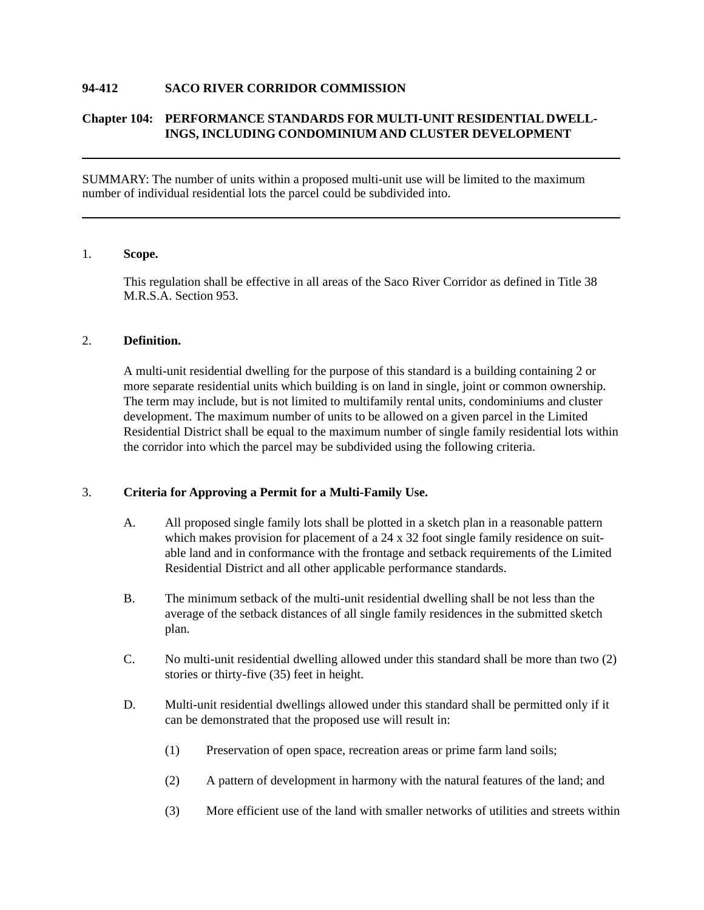**94-412 SACO RIVER CORRIDOR COMMISSION**

**Chapter 104: PERFORMANCE STANDARDS FOR MULTI-UNIT RESIDENTIAL DWELLINGS, INCLUDING CONDOMINIUM AND CLUSTER DEVELOPMENT**

---

SUMMARY: The number of units within a proposed multi-unit use will be limited to the maximum number of individual residential lots the parcel could be subdivided into.

---

## 1. Scope.

This regulation shall be effective in all areas of the Saco River Corridor as defined in Title 38 M.R.S.A. Section 953.

## 2. Definition.

A multi-unit residential dwelling for the purpose of this standard is a building containing 2 or more separate residential units which building is on land in single, joint or common ownership. The term may include, but is not limited to multifamily rental units, condominiums and cluster development. The maximum number of units to be allowed on a given parcel in the Limited Residential District shall be equal to the maximum number of single family residential lots within the corridor into which the parcel may be subdivided using the following criteria.

## 3. Criteria for Approving a Permit for a Multi-Family Use.

A. All proposed single family lots shall be plotted in a sketch plan in a reasonable pattern which makes provision for placement of a 24 x 32 foot single family residence on suitable land and in conformance with the frontage and setback requirements of the Limited Residential District and all other applicable performance standards.

B. The minimum setback of the multi-unit residential dwelling shall be not less than the average of the setback distances of all single family residences in the submitted sketch plan.

C. No multi-unit residential dwelling allowed under this standard shall be more than two (2) stories or thirty-five (35) feet in height.

D. Multi-unit residential dwellings allowed under this standard shall be permitted only if it can be demonstrated that the proposed use will result in:

(1) Preservation of open space, recreation areas or prime farm land soils;

(2) A pattern of development in harmony with the natural features of the land; and

(3) More efficient use of the land with smaller networks of utilities and streets within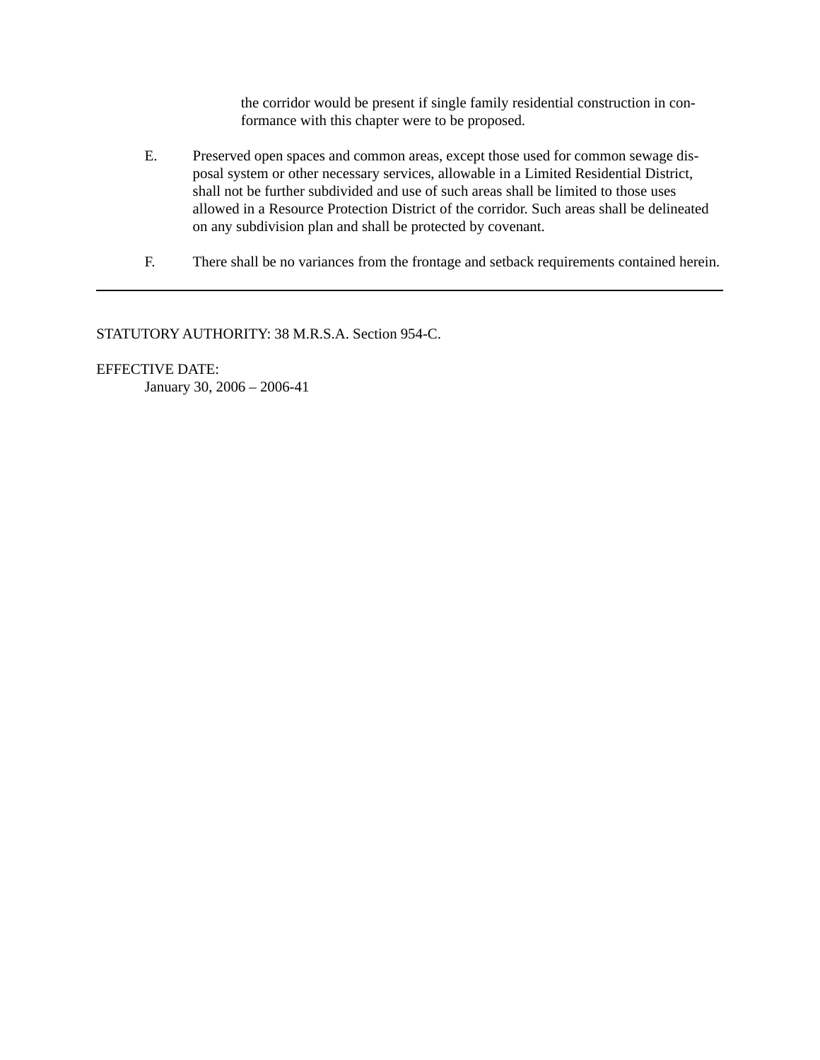the corridor would be present if single family residential construction in conformance with this chapter were to be proposed.

E. Preserved open spaces and common areas, except those used for common sewage disposal system or other necessary services, allowable in a Limited Residential District, shall not be further subdivided and use of such areas shall be limited to those uses allowed in a Resource Protection District of the corridor. Such areas shall be delineated on any subdivision plan and shall be protected by covenant.

F. There shall be no variances from the frontage and setback requirements contained herein.

---

STATUTORY AUTHORITY: 38 M.R.S.A. Section 954-C.

EFFECTIVE DATE:
January 30, 2006 – 2006-41